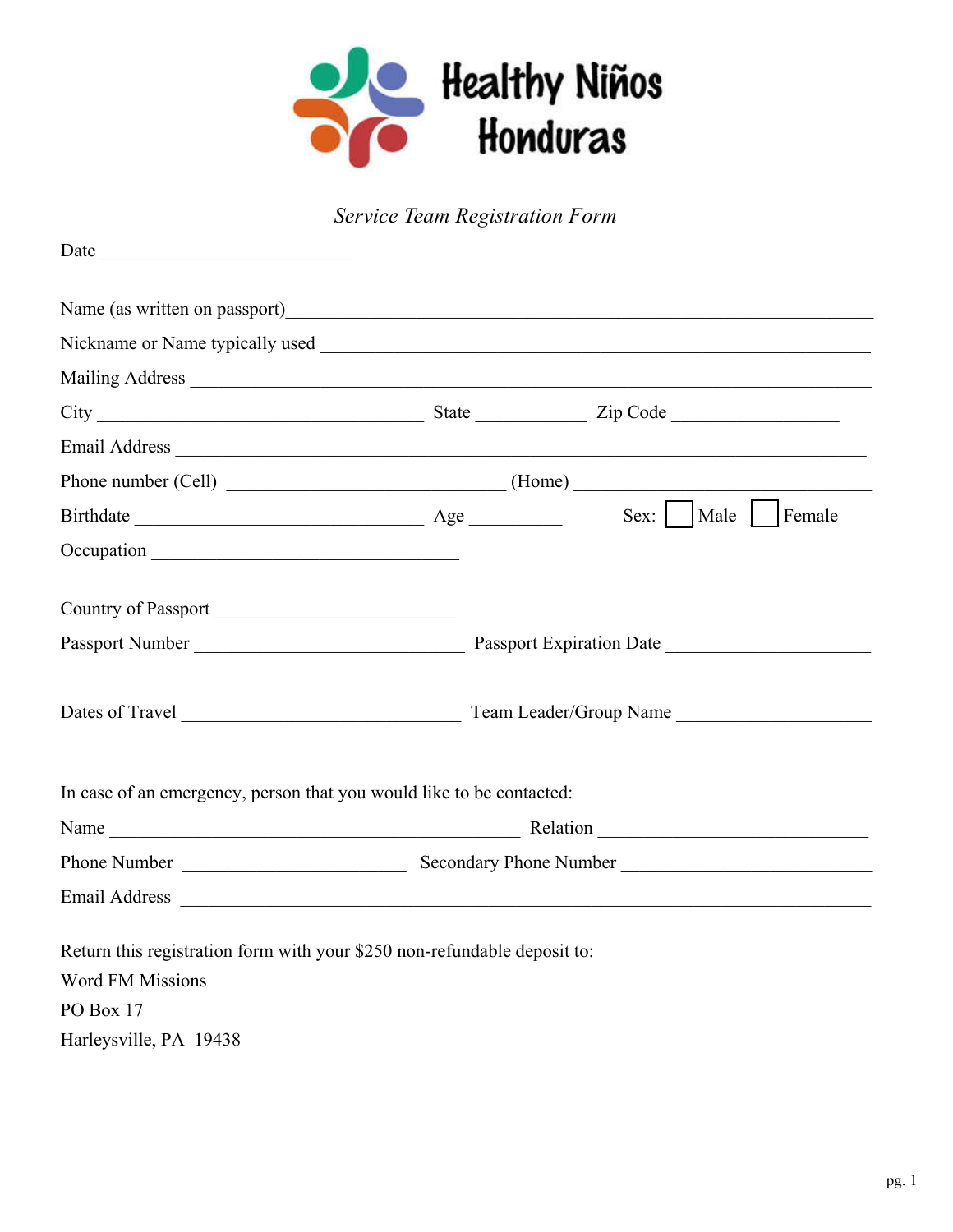# Healthy Niños Honduras

*Service Team Registration Form*

Date ___________________________

Name (as written on passport)______________________________________________________________

Nickname or Name typically used ___________________________________________________________

Mailing Address _________________________________________________________________________

City ___________________________________ State ____________ Zip Code __________________

Email Address ___________________________________________________________________________

Phone number (Cell) ______________________________ (Home) _____________________________

Birthdate ______________________________ Age __________ Sex: ☐ Male ☐ Female

Occupation _________________________________

Country of Passport __________________________

Passport Number _____________________________ Passport Expiration Date ______________________

Dates of Travel ______________________________ Team Leader/Group Name ____________________

In case of an emergency, person that you would like to be contacted:

Name ____________________________________________ Relation _____________________________

Phone Number ________________________ Secondary Phone Number __________________________

Email Address ___________________________________________________________________________

Return this registration form with your $250 non-refundable deposit to:

Word FM Missions
PO Box 17
Harleysville, PA 19438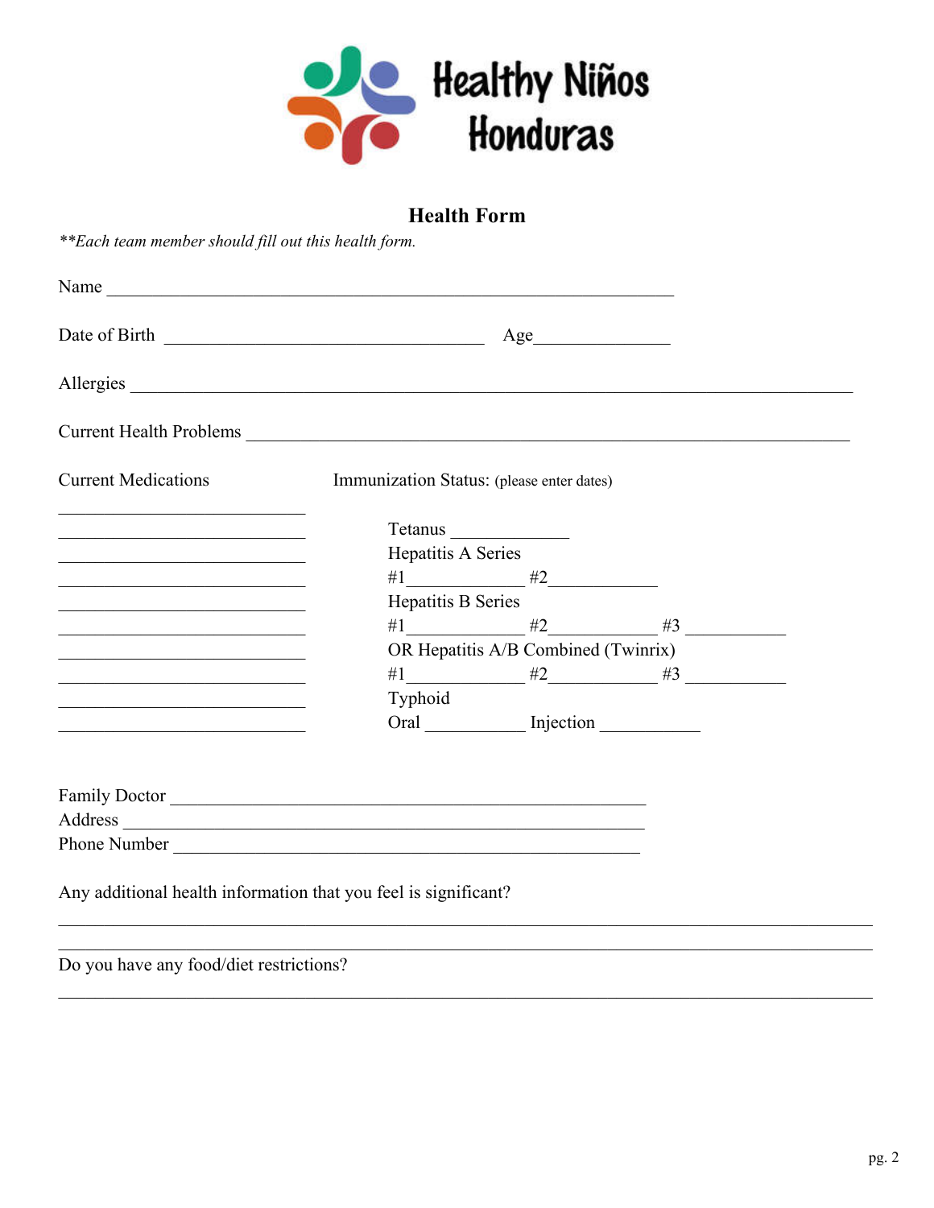Healthy Niños Honduras

# Health Form

*\*\*Each team member should fill out this health form.*

Name ____________________________________________________________

Date of Birth ________________________________ Age______________

Allergies ____________________________________________________________________________

Current Health Problems _____________________________________________________________

Current Medications

______________________________
______________________________
______________________________
______________________________
______________________________
______________________________
______________________________
______________________________
______________________________
______________________________

Immunization Status: (please enter dates)

Tetanus ____________

Hepatitis A Series

#1____________ #2___________

Hepatitis B Series

#1____________ #2___________ #3 ___________

OR Hepatitis A/B Combined (Twinrix)

#1____________ #2___________ #3 ___________

Typhoid

Oral ___________ Injection ___________

Family Doctor ___________________________________________________

Address _______________________________________________________

Phone Number __________________________________________________

Any additional health information that you feel is significant?

_____________________________________________________________________________________

_____________________________________________________________________________________

Do you have any food/diet restrictions?

_____________________________________________________________________________________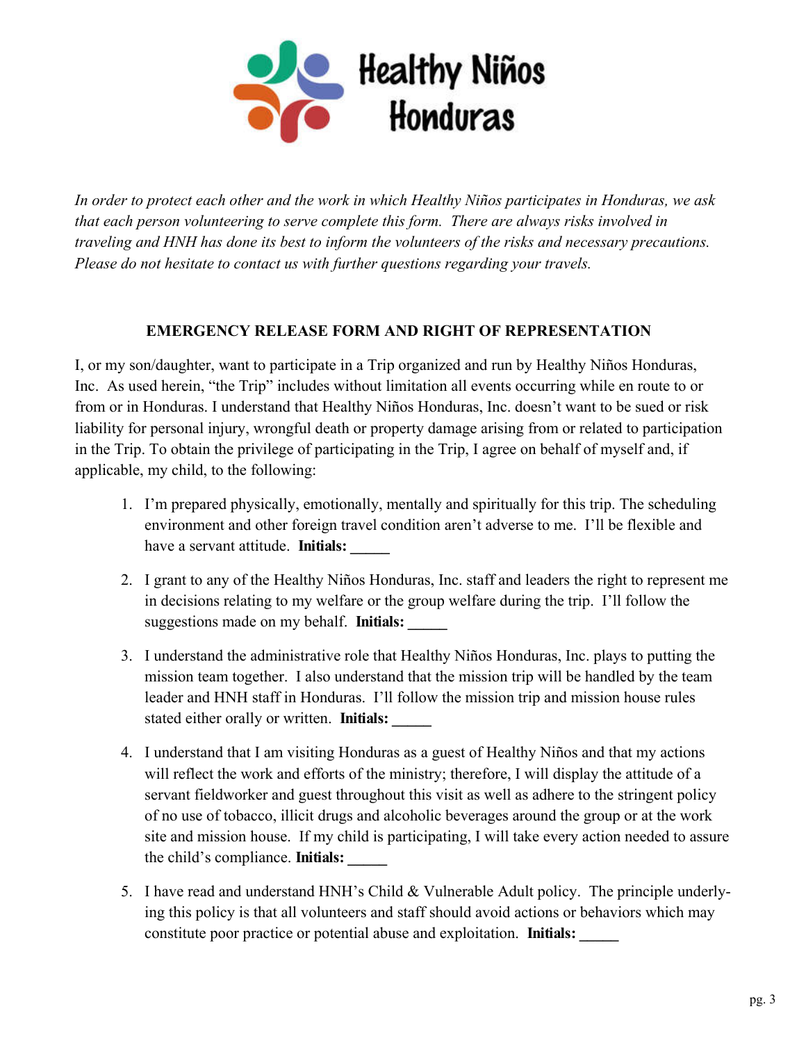Healthy Niños Honduras

*In order to protect each other and the work in which Healthy Niños participates in Honduras, we ask that each person volunteering to serve complete this form. There are always risks involved in traveling and HNH has done its best to inform the volunteers of the risks and necessary precautions. Please do not hesitate to contact us with further questions regarding your travels.*

## EMERGENCY RELEASE FORM AND RIGHT OF REPRESENTATION

I, or my son/daughter, want to participate in a Trip organized and run by Healthy Niños Honduras, Inc. As used herein, "the Trip" includes without limitation all events occurring while en route to or from or in Honduras. I understand that Healthy Niños Honduras, Inc. doesn't want to be sued or risk liability for personal injury, wrongful death or property damage arising from or related to participation in the Trip. To obtain the privilege of participating in the Trip, I agree on behalf of myself and, if applicable, my child, to the following:

1. I'm prepared physically, emotionally, mentally and spiritually for this trip. The scheduling environment and other foreign travel condition aren't adverse to me. I'll be flexible and have a servant attitude. **Initials: _____**

2. I grant to any of the Healthy Niños Honduras, Inc. staff and leaders the right to represent me in decisions relating to my welfare or the group welfare during the trip. I'll follow the suggestions made on my behalf. **Initials: _____**

3. I understand the administrative role that Healthy Niños Honduras, Inc. plays to putting the mission team together. I also understand that the mission trip will be handled by the team leader and HNH staff in Honduras. I'll follow the mission trip and mission house rules stated either orally or written. **Initials: _____**

4. I understand that I am visiting Honduras as a guest of Healthy Niños and that my actions will reflect the work and efforts of the ministry; therefore, I will display the attitude of a servant fieldworker and guest throughout this visit as well as adhere to the stringent policy of no use of tobacco, illicit drugs and alcoholic beverages around the group or at the work site and mission house. If my child is participating, I will take every action needed to assure the child's compliance. **Initials: _____**

5. I have read and understand HNH's Child & Vulnerable Adult policy. The principle underlying this policy is that all volunteers and staff should avoid actions or behaviors which may constitute poor practice or potential abuse and exploitation. **Initials: _____**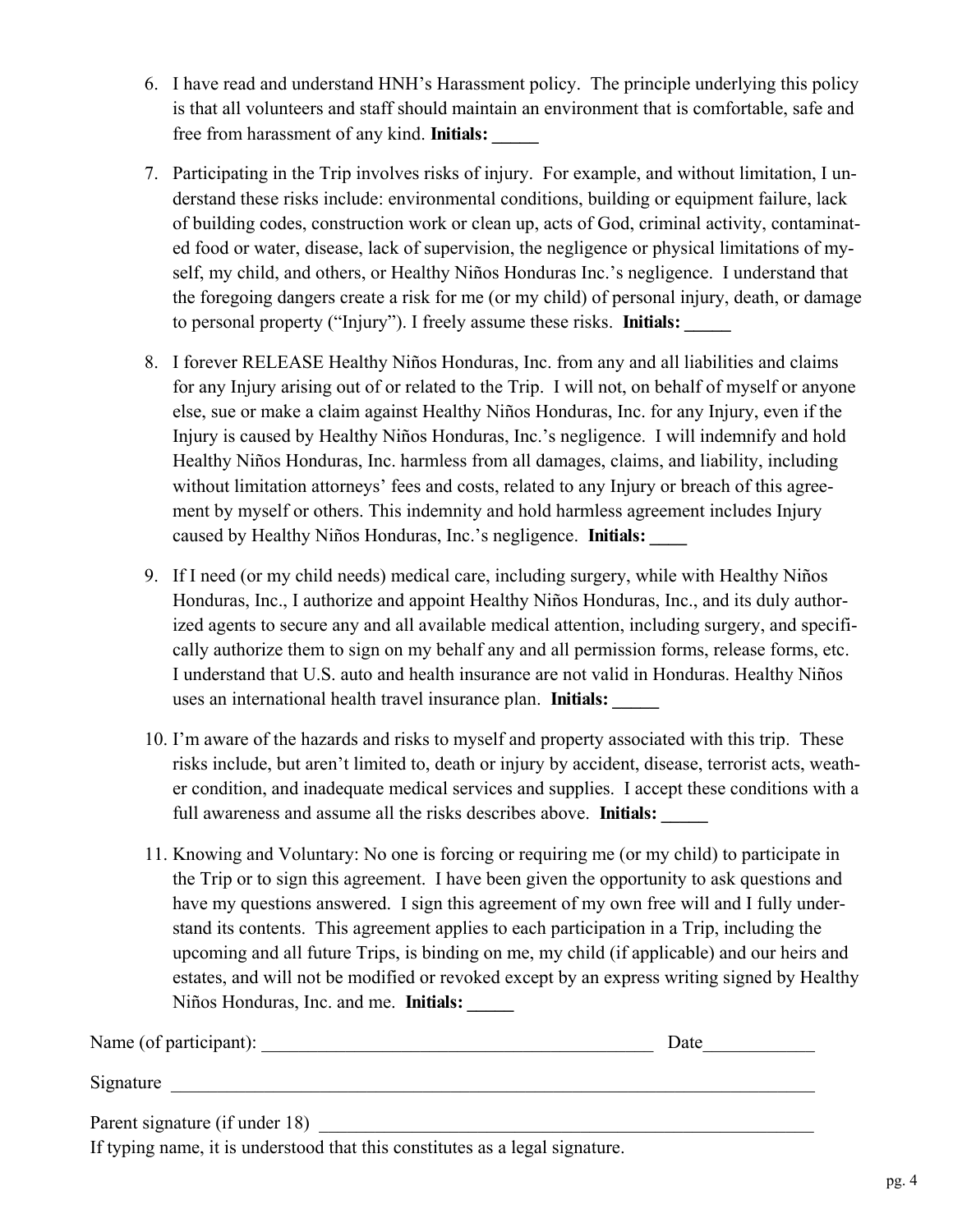6. I have read and understand HNH's Harassment policy. The principle underlying this policy is that all volunteers and staff should maintain an environment that is comfortable, safe and free from harassment of any kind. **Initials: _____**

7. Participating in the Trip involves risks of injury. For example, and without limitation, I understand these risks include: environmental conditions, building or equipment failure, lack of building codes, construction work or clean up, acts of God, criminal activity, contaminated food or water, disease, lack of supervision, the negligence or physical limitations of myself, my child, and others, or Healthy Niños Honduras Inc.'s negligence. I understand that the foregoing dangers create a risk for me (or my child) of personal injury, death, or damage to personal property ("Injury"). I freely assume these risks. **Initials: _____**

8. I forever RELEASE Healthy Niños Honduras, Inc. from any and all liabilities and claims for any Injury arising out of or related to the Trip. I will not, on behalf of myself or anyone else, sue or make a claim against Healthy Niños Honduras, Inc. for any Injury, even if the Injury is caused by Healthy Niños Honduras, Inc.'s negligence. I will indemnify and hold Healthy Niños Honduras, Inc. harmless from all damages, claims, and liability, including without limitation attorneys' fees and costs, related to any Injury or breach of this agreement by myself or others. This indemnity and hold harmless agreement includes Injury caused by Healthy Niños Honduras, Inc.'s negligence. **Initials: ____**

9. If I need (or my child needs) medical care, including surgery, while with Healthy Niños Honduras, Inc., I authorize and appoint Healthy Niños Honduras, Inc., and its duly authorized agents to secure any and all available medical attention, including surgery, and specifically authorize them to sign on my behalf any and all permission forms, release forms, etc. I understand that U.S. auto and health insurance are not valid in Honduras. Healthy Niños uses an international health travel insurance plan. **Initials: _____**

10. I'm aware of the hazards and risks to myself and property associated with this trip. These risks include, but aren't limited to, death or injury by accident, disease, terrorist acts, weather condition, and inadequate medical services and supplies. I accept these conditions with a full awareness and assume all the risks describes above. **Initials: _____**

11. Knowing and Voluntary: No one is forcing or requiring me (or my child) to participate in the Trip or to sign this agreement. I have been given the opportunity to ask questions and have my questions answered. I sign this agreement of my own free will and I fully understand its contents. This agreement applies to each participation in a Trip, including the upcoming and all future Trips, is binding on me, my child (if applicable) and our heirs and estates, and will not be modified or revoked except by an express writing signed by Healthy Niños Honduras, Inc. and me. **Initials: _____**

Name (of participant): ___________________________________________ Date____________

Signature ______________________________________________________________________

Parent signature (if under 18) ________________________________________________________

If typing name, it is understood that this constitutes as a legal signature.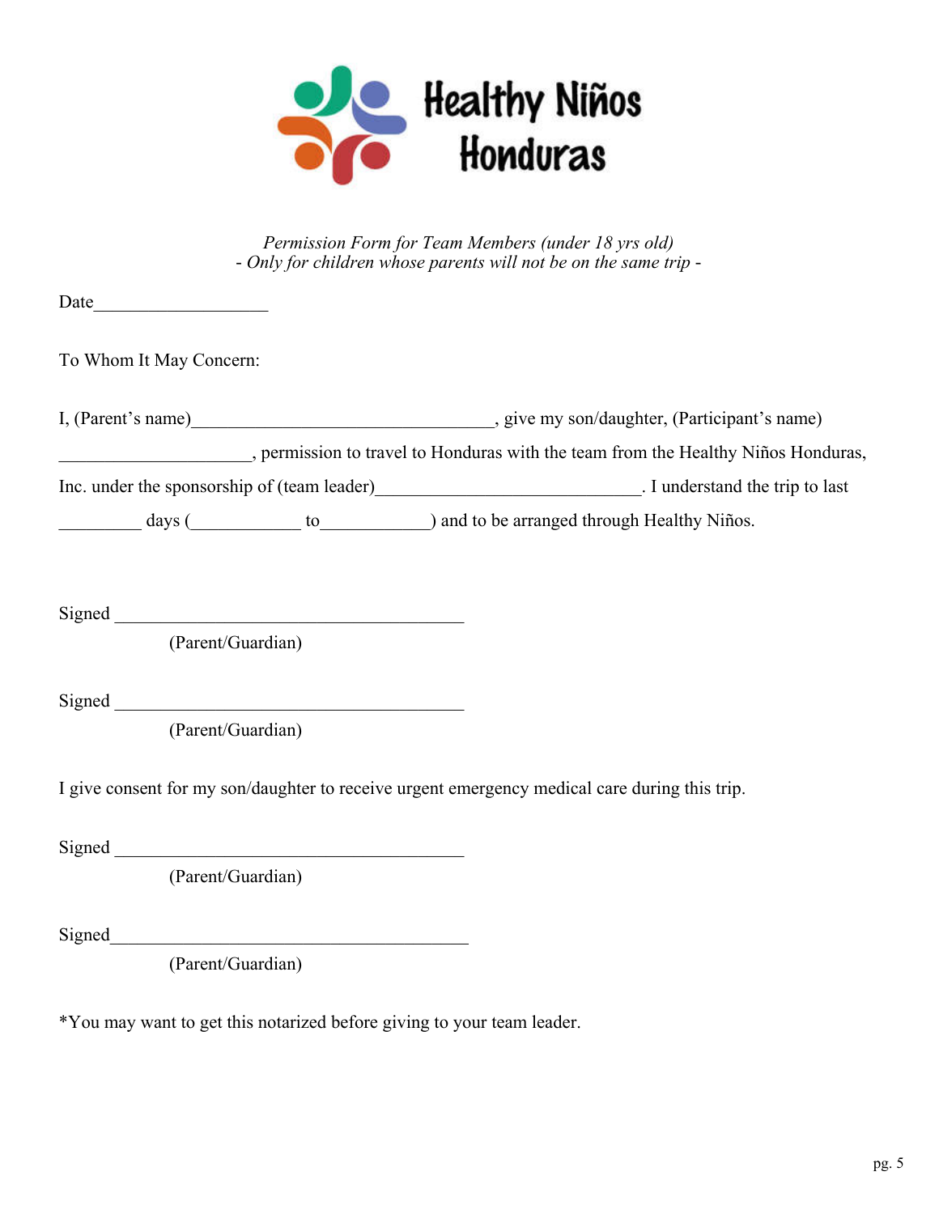Healthy Niños Honduras

*Permission Form for Team Members (under 18 yrs old)*
*- Only for children whose parents will not be on the same trip -*

Date___________________

To Whom It May Concern:

I, (Parent's name)_________________________________, give my son/daughter, (Participant's name) _____________________, permission to travel to Honduras with the team from the Healthy Niños Honduras, Inc. under the sponsorship of (team leader)_____________________________. I understand the trip to last _________ days (____________ to____________) and to be arranged through Healthy Niños.

Signed _______________________________________
(Parent/Guardian)

Signed _______________________________________
(Parent/Guardian)

I give consent for my son/daughter to receive urgent emergency medical care during this trip.

Signed _______________________________________
(Parent/Guardian)

Signed________________________________________
(Parent/Guardian)

*You may want to get this notarized before giving to your team leader.